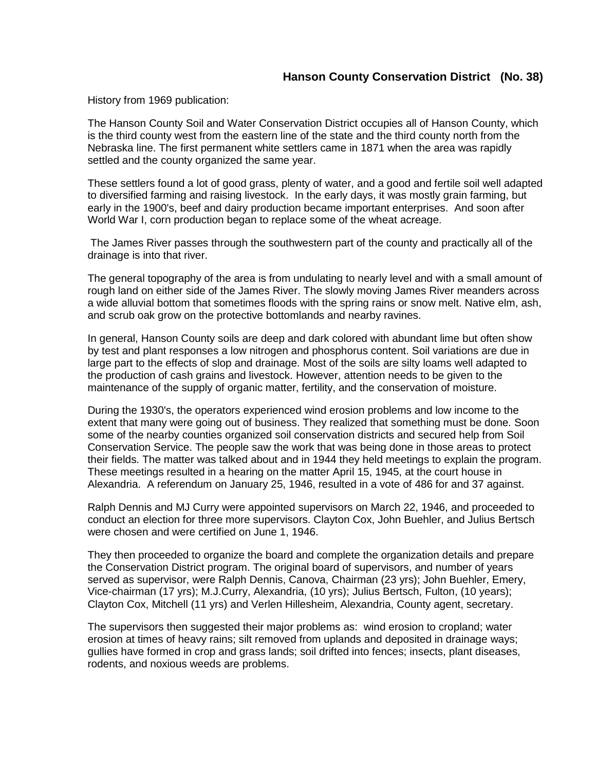## Hanson County Conservation District (No. 38)

History from 1969 publication:

The Hanson County Soil and Water Conservation District occupies all of Hanson County, which is the third county west from the eastern line of the state and the third county north from the Nebraska line. The first permanent white settlers came in 1871 when the area was rapidly settled and the county organized the same year.

These settlers found a lot of good grass, plenty of water, and a good and fertile soil well adapted to diversified farming and raising livestock. In the early days, it was mostly grain farming, but early in the 1900's, beef and dairy production became important enterprises. And soon after World War I, corn production began to replace some of the wheat acreage.

The James River passes through the southwestern part of the county and practically all of the drainage is into that river.

The general topography of the area is from undulating to nearly level and with a small amount of rough land on either side of the James River. The slowly moving James River meanders across a wide alluvial bottom that sometimes floods with the spring rains or snow melt. Native elm, ash, and scrub oak grow on the protective bottomlands and nearby ravines.

In general, Hanson County soils are deep and dark colored with abundant lime but often show by test and plant responses a low nitrogen and phosphorus content. Soil variations are due in large part to the effects of slop and drainage. Most of the soils are silty loams well adapted to the production of cash grains and livestock. However, attention needs to be given to the maintenance of the supply of organic matter, fertility, and the conservation of moisture.

During the 1930's, the operators experienced wind erosion problems and low income to the extent that many were going out of business. They realized that something must be done. Soon some of the nearby counties organized soil conservation districts and secured help from Soil Conservation Service. The people saw the work that was being done in those areas to protect their fields. The matter was talked about and in 1944 they held meetings to explain the program. These meetings resulted in a hearing on the matter April 15, 1945, at the court house in Alexandria. A referendum on January 25, 1946, resulted in a vote of 486 for and 37 against.

Ralph Dennis and MJ Curry were appointed supervisors on March 22, 1946, and proceeded to conduct an election for three more supervisors. Clayton Cox, John Buehler, and Julius Bertsch were chosen and were certified on June 1, 1946.

They then proceeded to organize the board and complete the organization details and prepare the Conservation District program. The original board of supervisors, and number of years served as supervisor, were Ralph Dennis, Canova, Chairman (23 yrs); John Buehler, Emery, Vice-chairman (17 yrs); M.J.Curry, Alexandria, (10 yrs); Julius Bertsch, Fulton, (10 years); Clayton Cox, Mitchell (11 yrs) and Verlen Hillesheim, Alexandria, County agent, secretary.

The supervisors then suggested their major problems as: wind erosion to cropland; water erosion at times of heavy rains; silt removed from uplands and deposited in drainage ways; gullies have formed in crop and grass lands; soil drifted into fences; insects, plant diseases, rodents, and noxious weeds are problems.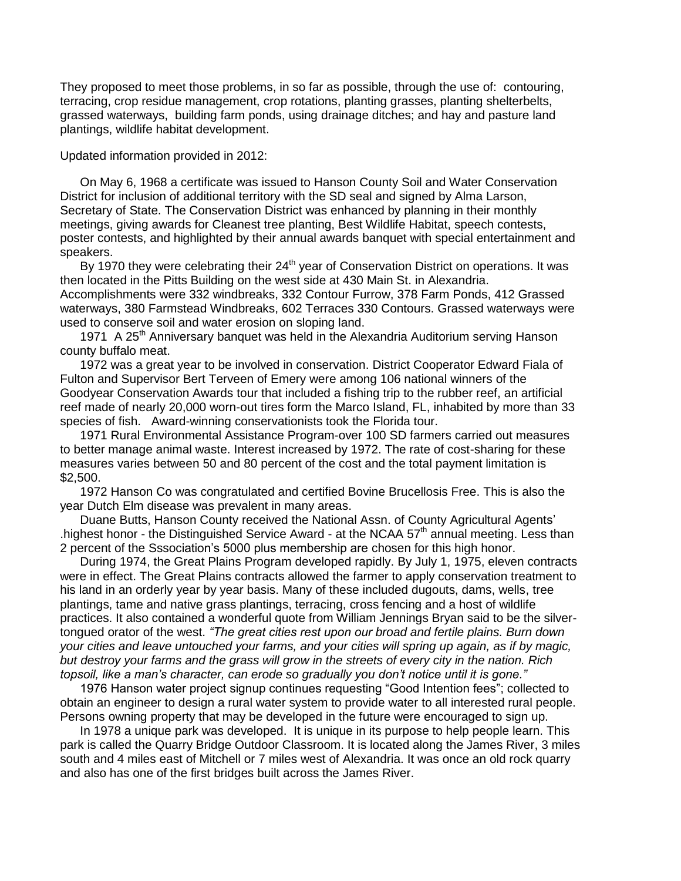They proposed to meet those problems, in so far as possible, through the use of: contouring, terracing, crop residue management, crop rotations, planting grasses, planting shelterbelts, grassed waterways, building farm ponds, using drainage ditches; and hay and pasture land plantings, wildlife habitat development.

Updated information provided in 2012:

On May 6, 1968 a certificate was issued to Hanson County Soil and Water Conservation District for inclusion of additional territory with the SD seal and signed by Alma Larson, Secretary of State. The Conservation District was enhanced by planning in their monthly meetings, giving awards for Cleanest tree planting, Best Wildlife Habitat, speech contests, poster contests, and highlighted by their annual awards banquet with special entertainment and speakers.

By 1970 they were celebrating their 24th year of Conservation District on operations. It was then located in the Pitts Building on the west side at 430 Main St. in Alexandria. Accomplishments were 332 windbreaks, 332 Contour Furrow, 378 Farm Ponds, 412 Grassed waterways, 380 Farmstead Windbreaks, 602 Terraces 330 Contours. Grassed waterways were used to conserve soil and water erosion on sloping land.

1971 A 25th Anniversary banquet was held in the Alexandria Auditorium serving Hanson county buffalo meat.

1972 was a great year to be involved in conservation. District Cooperator Edward Fiala of Fulton and Supervisor Bert Terveen of Emery were among 106 national winners of the Goodyear Conservation Awards tour that included a fishing trip to the rubber reef, an artificial reef made of nearly 20,000 worn-out tires form the Marco Island, FL, inhabited by more than 33 species of fish. Award-winning conservationists took the Florida tour.

1971 Rural Environmental Assistance Program-over 100 SD farmers carried out measures to better manage animal waste. Interest increased by 1972. The rate of cost-sharing for these measures varies between 50 and 80 percent of the cost and the total payment limitation is $2,500.

1972 Hanson Co was congratulated and certified Bovine Brucellosis Free. This is also the year Dutch Elm disease was prevalent in many areas.

Duane Butts, Hanson County received the National Assn. of County Agricultural Agents' .highest honor - the Distinguished Service Award - at the NCAA 57th annual meeting. Less than 2 percent of the Sssociation's 5000 plus membership are chosen for this high honor.

During 1974, the Great Plains Program developed rapidly. By July 1, 1975, eleven contracts were in effect. The Great Plains contracts allowed the farmer to apply conservation treatment to his land in an orderly year by year basis. Many of these included dugouts, dams, wells, tree plantings, tame and native grass plantings, terracing, cross fencing and a host of wildlife practices. It also contained a wonderful quote from William Jennings Bryan said to be the silver-tongued orator of the west. *"The great cities rest upon our broad and fertile plains. Burn down your cities and leave untouched your farms, and your cities will spring up again, as if by magic, but destroy your farms and the grass will grow in the streets of every city in the nation. Rich topsoil, like a man's character, can erode so gradually you don't notice until it is gone."*

1976 Hanson water project signup continues requesting "Good Intention fees"; collected to obtain an engineer to design a rural water system to provide water to all interested rural people. Persons owning property that may be developed in the future were encouraged to sign up.

In 1978 a unique park was developed. It is unique in its purpose to help people learn. This park is called the Quarry Bridge Outdoor Classroom. It is located along the James River, 3 miles south and 4 miles east of Mitchell or 7 miles west of Alexandria. It was once an old rock quarry and also has one of the first bridges built across the James River.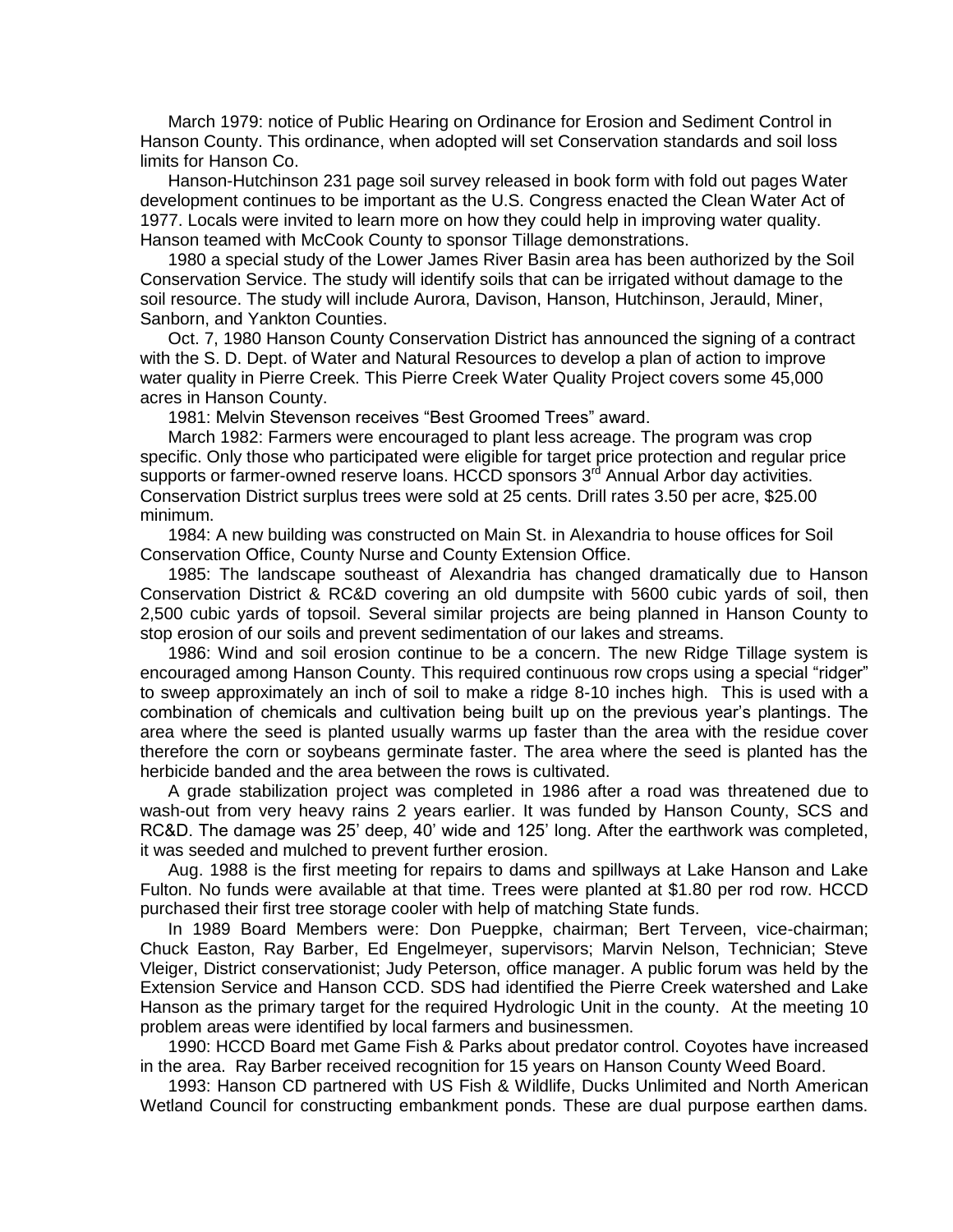March 1979: notice of Public Hearing on Ordinance for Erosion and Sediment Control in Hanson County. This ordinance, when adopted will set Conservation standards and soil loss limits for Hanson Co.

Hanson-Hutchinson 231 page soil survey released in book form with fold out pages Water development continues to be important as the U.S. Congress enacted the Clean Water Act of 1977. Locals were invited to learn more on how they could help in improving water quality. Hanson teamed with McCook County to sponsor Tillage demonstrations.

1980 a special study of the Lower James River Basin area has been authorized by the Soil Conservation Service. The study will identify soils that can be irrigated without damage to the soil resource. The study will include Aurora, Davison, Hanson, Hutchinson, Jerauld, Miner, Sanborn, and Yankton Counties.

Oct. 7, 1980 Hanson County Conservation District has announced the signing of a contract with the S. D. Dept. of Water and Natural Resources to develop a plan of action to improve water quality in Pierre Creek. This Pierre Creek Water Quality Project covers some 45,000 acres in Hanson County.

1981: Melvin Stevenson receives "Best Groomed Trees" award.

March 1982: Farmers were encouraged to plant less acreage. The program was crop specific. Only those who participated were eligible for target price protection and regular price supports or farmer-owned reserve loans. HCCD sponsors 3rd Annual Arbor day activities. Conservation District surplus trees were sold at 25 cents. Drill rates 3.50 per acre, $25.00 minimum.

1984: A new building was constructed on Main St. in Alexandria to house offices for Soil Conservation Office, County Nurse and County Extension Office.

1985: The landscape southeast of Alexandria has changed dramatically due to Hanson Conservation District & RC&D covering an old dumpsite with 5600 cubic yards of soil, then 2,500 cubic yards of topsoil. Several similar projects are being planned in Hanson County to stop erosion of our soils and prevent sedimentation of our lakes and streams.

1986: Wind and soil erosion continue to be a concern. The new Ridge Tillage system is encouraged among Hanson County. This required continuous row crops using a special "ridger" to sweep approximately an inch of soil to make a ridge 8-10 inches high. This is used with a combination of chemicals and cultivation being built up on the previous year's plantings. The area where the seed is planted usually warms up faster than the area with the residue cover therefore the corn or soybeans germinate faster. The area where the seed is planted has the herbicide banded and the area between the rows is cultivated.

A grade stabilization project was completed in 1986 after a road was threatened due to wash-out from very heavy rains 2 years earlier. It was funded by Hanson County, SCS and RC&D. The damage was 25' deep, 40' wide and 125' long. After the earthwork was completed, it was seeded and mulched to prevent further erosion.

Aug. 1988 is the first meeting for repairs to dams and spillways at Lake Hanson and Lake Fulton. No funds were available at that time. Trees were planted at $1.80 per rod row. HCCD purchased their first tree storage cooler with help of matching State funds.

In 1989 Board Members were: Don Pueppke, chairman; Bert Terveen, vice-chairman; Chuck Easton, Ray Barber, Ed Engelmeyer, supervisors; Marvin Nelson, Technician; Steve Vleiger, District conservationist; Judy Peterson, office manager. A public forum was held by the Extension Service and Hanson CCD. SDS had identified the Pierre Creek watershed and Lake Hanson as the primary target for the required Hydrologic Unit in the county. At the meeting 10 problem areas were identified by local farmers and businessmen.

1990: HCCD Board met Game Fish & Parks about predator control. Coyotes have increased in the area. Ray Barber received recognition for 15 years on Hanson County Weed Board.

1993: Hanson CD partnered with US Fish & Wildlife, Ducks Unlimited and North American Wetland Council for constructing embankment ponds. These are dual purpose earthen dams.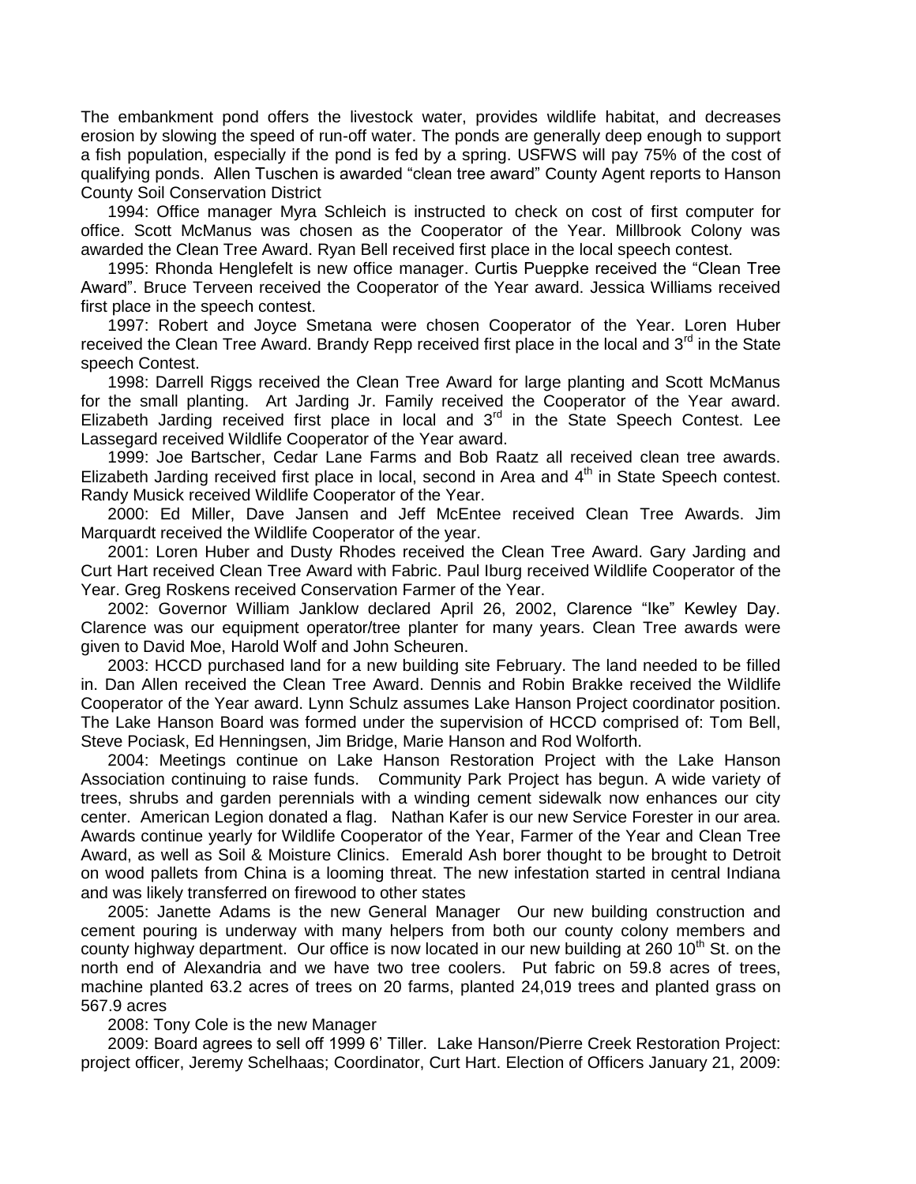The embankment pond offers the livestock water, provides wildlife habitat, and decreases erosion by slowing the speed of run-off water. The ponds are generally deep enough to support a fish population, especially if the pond is fed by a spring. USFWS will pay 75% of the cost of qualifying ponds. Allen Tuschen is awarded "clean tree award" County Agent reports to Hanson County Soil Conservation District

1994: Office manager Myra Schleich is instructed to check on cost of first computer for office. Scott McManus was chosen as the Cooperator of the Year. Millbrook Colony was awarded the Clean Tree Award. Ryan Bell received first place in the local speech contest.

1995: Rhonda Henglefelt is new office manager. Curtis Pueppke received the "Clean Tree Award". Bruce Terveen received the Cooperator of the Year award. Jessica Williams received first place in the speech contest.

1997: Robert and Joyce Smetana were chosen Cooperator of the Year. Loren Huber received the Clean Tree Award. Brandy Repp received first place in the local and 3rd in the State speech Contest.

1998: Darrell Riggs received the Clean Tree Award for large planting and Scott McManus for the small planting. Art Jarding Jr. Family received the Cooperator of the Year award. Elizabeth Jarding received first place in local and 3rd in the State Speech Contest. Lee Lassegard received Wildlife Cooperator of the Year award.

1999: Joe Bartscher, Cedar Lane Farms and Bob Raatz all received clean tree awards. Elizabeth Jarding received first place in local, second in Area and 4th in State Speech contest. Randy Musick received Wildlife Cooperator of the Year.

2000: Ed Miller, Dave Jansen and Jeff McEntee received Clean Tree Awards. Jim Marquardt received the Wildlife Cooperator of the year.

2001: Loren Huber and Dusty Rhodes received the Clean Tree Award. Gary Jarding and Curt Hart received Clean Tree Award with Fabric. Paul Iburg received Wildlife Cooperator of the Year. Greg Roskens received Conservation Farmer of the Year.

2002: Governor William Janklow declared April 26, 2002, Clarence "Ike" Kewley Day. Clarence was our equipment operator/tree planter for many years. Clean Tree awards were given to David Moe, Harold Wolf and John Scheuren.

2003: HCCD purchased land for a new building site February. The land needed to be filled in. Dan Allen received the Clean Tree Award. Dennis and Robin Brakke received the Wildlife Cooperator of the Year award. Lynn Schulz assumes Lake Hanson Project coordinator position. The Lake Hanson Board was formed under the supervision of HCCD comprised of: Tom Bell, Steve Pociask, Ed Henningsen, Jim Bridge, Marie Hanson and Rod Wolforth.

2004: Meetings continue on Lake Hanson Restoration Project with the Lake Hanson Association continuing to raise funds. Community Park Project has begun. A wide variety of trees, shrubs and garden perennials with a winding cement sidewalk now enhances our city center. American Legion donated a flag. Nathan Kafer is our new Service Forester in our area. Awards continue yearly for Wildlife Cooperator of the Year, Farmer of the Year and Clean Tree Award, as well as Soil & Moisture Clinics. Emerald Ash borer thought to be brought to Detroit on wood pallets from China is a looming threat. The new infestation started in central Indiana and was likely transferred on firewood to other states

2005: Janette Adams is the new General Manager Our new building construction and cement pouring is underway with many helpers from both our county colony members and county highway department. Our office is now located in our new building at 260 10th St. on the north end of Alexandria and we have two tree coolers. Put fabric on 59.8 acres of trees, machine planted 63.2 acres of trees on 20 farms, planted 24,019 trees and planted grass on 567.9 acres

2008: Tony Cole is the new Manager

2009: Board agrees to sell off 1999 6' Tiller. Lake Hanson/Pierre Creek Restoration Project: project officer, Jeremy Schelhaas; Coordinator, Curt Hart. Election of Officers January 21, 2009: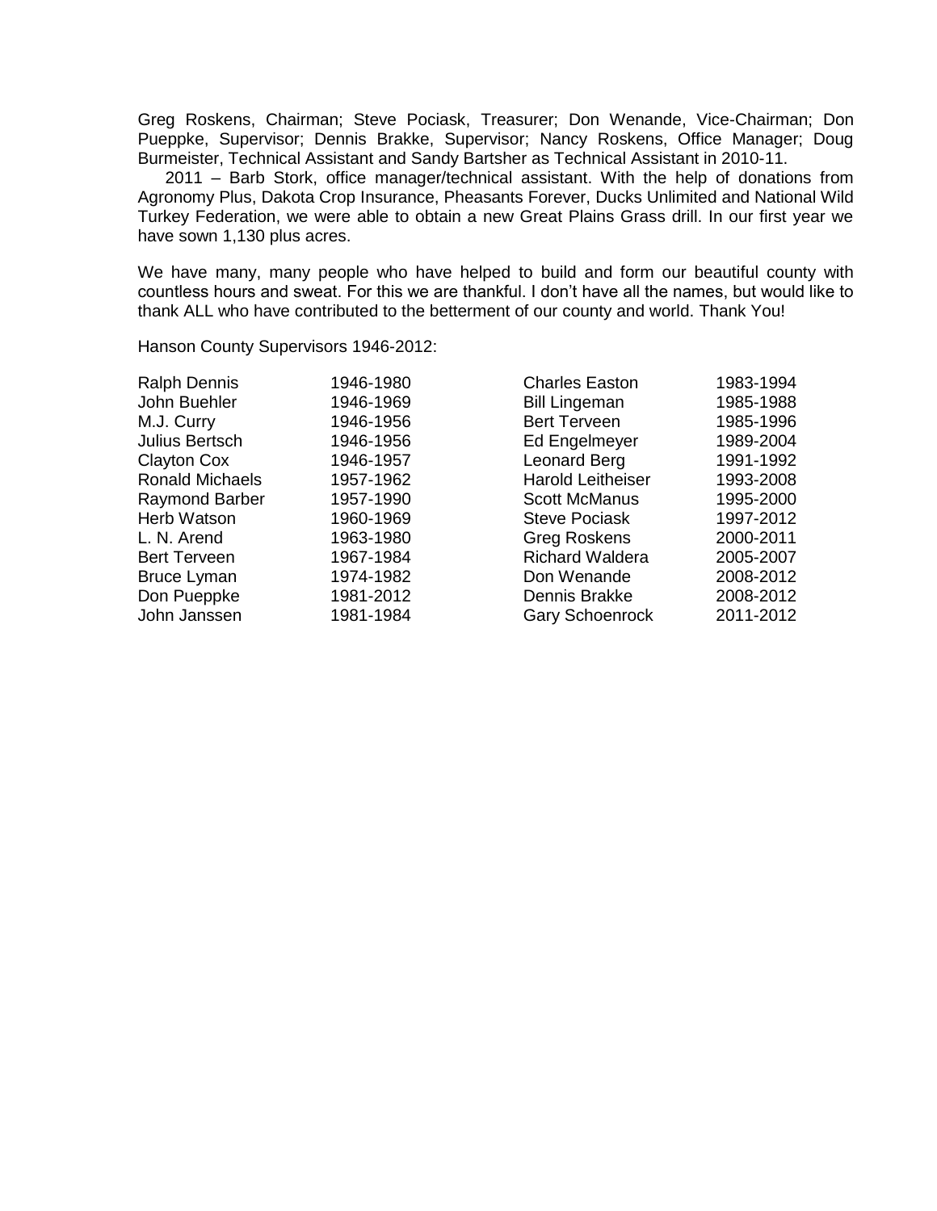Greg Roskens, Chairman; Steve Pociask, Treasurer; Don Wenande, Vice-Chairman; Don Pueppke, Supervisor; Dennis Brakke, Supervisor; Nancy Roskens, Office Manager; Doug Burmeister, Technical Assistant and Sandy Bartsher as Technical Assistant in 2010-11.

2011 – Barb Stork, office manager/technical assistant. With the help of donations from Agronomy Plus, Dakota Crop Insurance, Pheasants Forever, Ducks Unlimited and National Wild Turkey Federation, we were able to obtain a new Great Plains Grass drill. In our first year we have sown 1,130 plus acres.

We have many, many people who have helped to build and form our beautiful county with countless hours and sweat. For this we are thankful. I don't have all the names, but would like to thank ALL who have contributed to the betterment of our county and world. Thank You!

Hanson County Supervisors 1946-2012:

| | | | |
|---|---|---|---|
| Ralph Dennis | 1946-1980 | Charles Easton | 1983-1994 |
| John Buehler | 1946-1969 | Bill Lingeman | 1985-1988 |
| M.J. Curry | 1946-1956 | Bert Terveen | 1985-1996 |
| Julius Bertsch | 1946-1956 | Ed Engelmeyer | 1989-2004 |
| Clayton Cox | 1946-1957 | Leonard Berg | 1991-1992 |
| Ronald Michaels | 1957-1962 | Harold Leitheiser | 1993-2008 |
| Raymond Barber | 1957-1990 | Scott McManus | 1995-2000 |
| Herb Watson | 1960-1969 | Steve Pociask | 1997-2012 |
| L. N. Arend | 1963-1980 | Greg Roskens | 2000-2011 |
| Bert Terveen | 1967-1984 | Richard Waldera | 2005-2007 |
| Bruce Lyman | 1974-1982 | Don Wenande | 2008-2012 |
| Don Pueppke | 1981-2012 | Dennis Brakke | 2008-2012 |
| John Janssen | 1981-1984 | Gary Schoenrock | 2011-2012 |